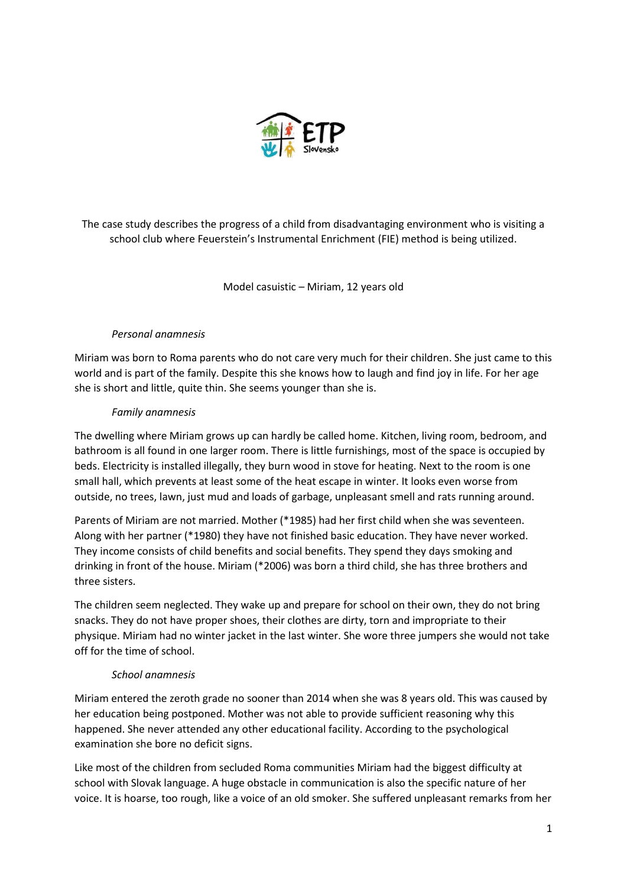The case study describes the progress of a child from disadvantaging environment who is visiting a school club where Feuerstein's Instrumental Enrichment (FIE) method is being utilized.

Model casuistic – Miriam, 12 years old

*Personal anamnesis*

Miriam was born to Roma parents who do not care very much for their children. She just came to this world and is part of the family. Despite this she knows how to laugh and find joy in life. For her age she is short and little, quite thin. She seems younger than she is.

*Family anamnesis*

The dwelling where Miriam grows up can hardly be called home. Kitchen, living room, bedroom, and bathroom is all found in one larger room. There is little furnishings, most of the space is occupied by beds. Electricity is installed illegally, they burn wood in stove for heating. Next to the room is one small hall, which prevents at least some of the heat escape in winter. It looks even worse from outside, no trees, lawn, just mud and loads of garbage, unpleasant smell and rats running around.

Parents of Miriam are not married. Mother (*1985) had her first child when she was seventeen. Along with her partner (*1980) they have not finished basic education. They have never worked. They income consists of child benefits and social benefits. They spend they days smoking and drinking in front of the house. Miriam (*2006) was born a third child, she has three brothers and three sisters.

The children seem neglected. They wake up and prepare for school on their own, they do not bring snacks. They do not have proper shoes, their clothes are dirty, torn and impropriate to their physique. Miriam had no winter jacket in the last winter. She wore three jumpers she would not take off for the time of school.

*School anamnesis*

Miriam entered the zeroth grade no sooner than 2014 when she was 8 years old. This was caused by her education being postponed. Mother was not able to provide sufficient reasoning why this happened. She never attended any other educational facility. According to the psychological examination she bore no deficit signs.

Like most of the children from secluded Roma communities Miriam had the biggest difficulty at school with Slovak language. A huge obstacle in communication is also the specific nature of her voice. It is hoarse, too rough, like a voice of an old smoker. She suffered unpleasant remarks from her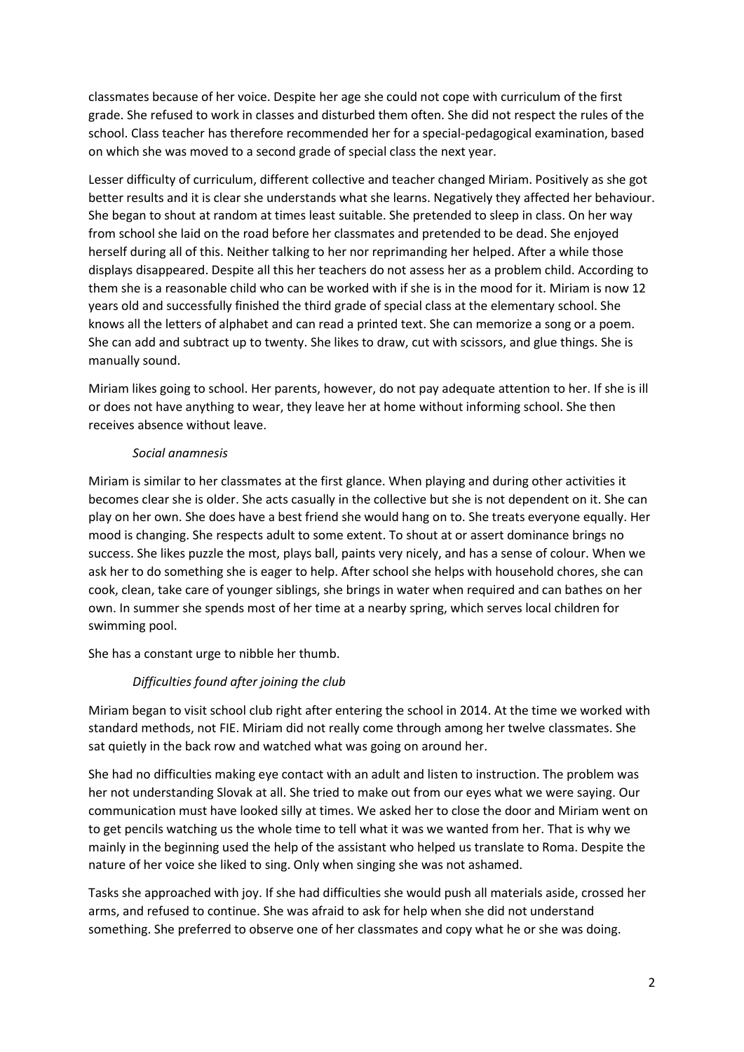classmates because of her voice. Despite her age she could not cope with curriculum of the first grade. She refused to work in classes and disturbed them often. She did not respect the rules of the school. Class teacher has therefore recommended her for a special-pedagogical examination, based on which she was moved to a second grade of special class the next year.

Lesser difficulty of curriculum, different collective and teacher changed Miriam. Positively as she got better results and it is clear she understands what she learns. Negatively they affected her behaviour. She began to shout at random at times least suitable. She pretended to sleep in class. On her way from school she laid on the road before her classmates and pretended to be dead. She enjoyed herself during all of this. Neither talking to her nor reprimanding her helped. After a while those displays disappeared. Despite all this her teachers do not assess her as a problem child. According to them she is a reasonable child who can be worked with if she is in the mood for it. Miriam is now 12 years old and successfully finished the third grade of special class at the elementary school. She knows all the letters of alphabet and can read a printed text. She can memorize a song or a poem. She can add and subtract up to twenty. She likes to draw, cut with scissors, and glue things. She is manually sound.

Miriam likes going to school. Her parents, however, do not pay adequate attention to her. If she is ill or does not have anything to wear, they leave her at home without informing school. She then receives absence without leave.

*Social anamnesis*

Miriam is similar to her classmates at the first glance. When playing and during other activities it becomes clear she is older. She acts casually in the collective but she is not dependent on it. She can play on her own. She does have a best friend she would hang on to. She treats everyone equally. Her mood is changing. She respects adult to some extent. To shout at or assert dominance brings no success. She likes puzzle the most, plays ball, paints very nicely, and has a sense of colour. When we ask her to do something she is eager to help. After school she helps with household chores, she can cook, clean, take care of younger siblings, she brings in water when required and can bathes on her own. In summer she spends most of her time at a nearby spring, which serves local children for swimming pool.

She has a constant urge to nibble her thumb.

*Difficulties found after joining the club*

Miriam began to visit school club right after entering the school in 2014. At the time we worked with standard methods, not FIE. Miriam did not really come through among her twelve classmates. She sat quietly in the back row and watched what was going on around her.

She had no difficulties making eye contact with an adult and listen to instruction. The problem was her not understanding Slovak at all. She tried to make out from our eyes what we were saying. Our communication must have looked silly at times. We asked her to close the door and Miriam went on to get pencils watching us the whole time to tell what it was we wanted from her. That is why we mainly in the beginning used the help of the assistant who helped us translate to Roma. Despite the nature of her voice she liked to sing. Only when singing she was not ashamed.

Tasks she approached with joy. If she had difficulties she would push all materials aside, crossed her arms, and refused to continue. She was afraid to ask for help when she did not understand something. She preferred to observe one of her classmates and copy what he or she was doing.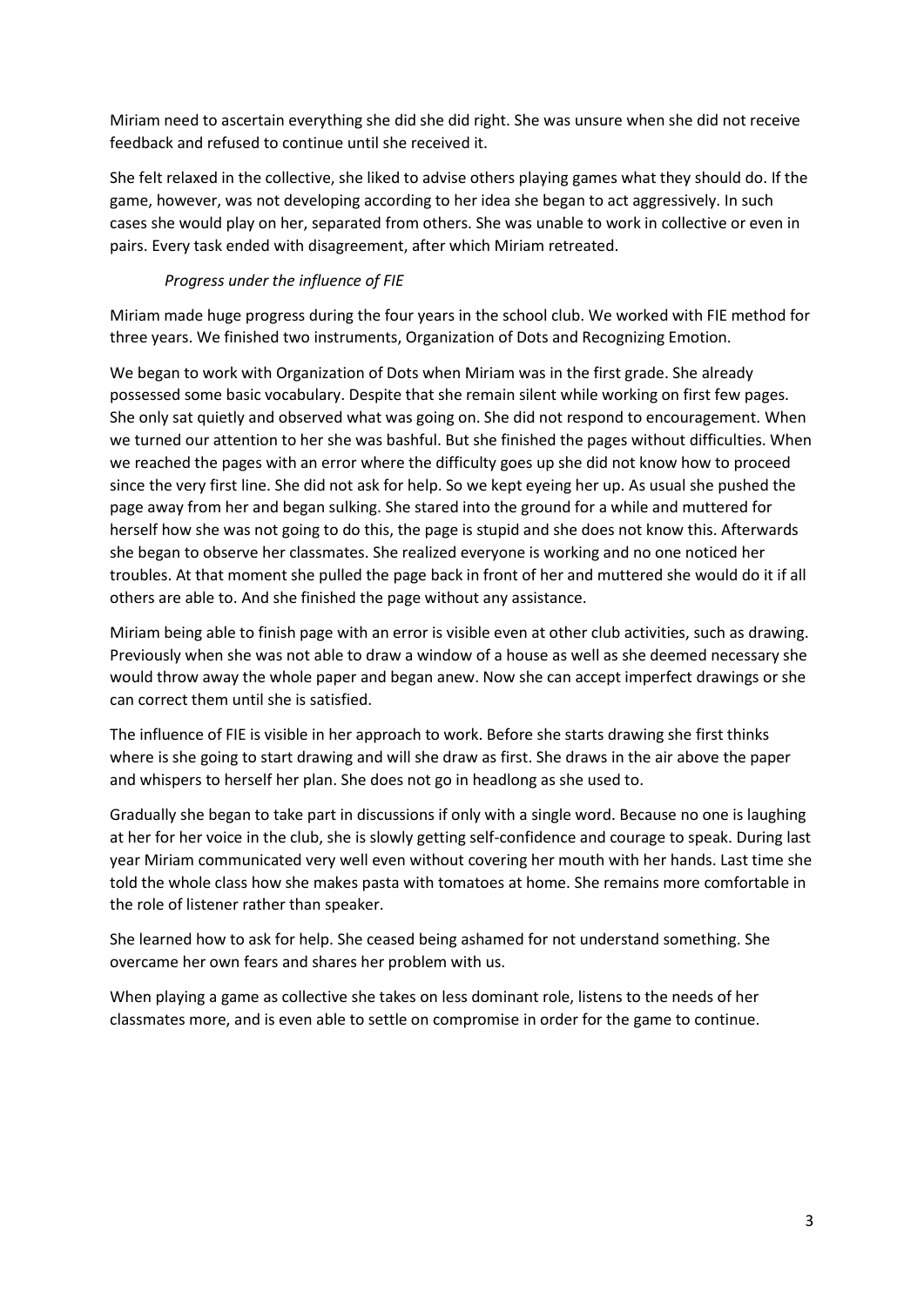Miriam need to ascertain everything she did she did right. She was unsure when she did not receive feedback and refused to continue until she received it.

She felt relaxed in the collective, she liked to advise others playing games what they should do. If the game, however, was not developing according to her idea she began to act aggressively. In such cases she would play on her, separated from others. She was unable to work in collective or even in pairs. Every task ended with disagreement, after which Miriam retreated.

*Progress under the influence of FIE*

Miriam made huge progress during the four years in the school club. We worked with FIE method for three years. We finished two instruments, Organization of Dots and Recognizing Emotion.

We began to work with Organization of Dots when Miriam was in the first grade. She already possessed some basic vocabulary. Despite that she remain silent while working on first few pages. She only sat quietly and observed what was going on. She did not respond to encouragement. When we turned our attention to her she was bashful. But she finished the pages without difficulties. When we reached the pages with an error where the difficulty goes up she did not know how to proceed since the very first line. She did not ask for help. So we kept eyeing her up. As usual she pushed the page away from her and began sulking. She stared into the ground for a while and muttered for herself how she was not going to do this, the page is stupid and she does not know this. Afterwards she began to observe her classmates. She realized everyone is working and no one noticed her troubles. At that moment she pulled the page back in front of her and muttered she would do it if all others are able to. And she finished the page without any assistance.

Miriam being able to finish page with an error is visible even at other club activities, such as drawing. Previously when she was not able to draw a window of a house as well as she deemed necessary she would throw away the whole paper and began anew. Now she can accept imperfect drawings or she can correct them until she is satisfied.

The influence of FIE is visible in her approach to work. Before she starts drawing she first thinks where is she going to start drawing and will she draw as first. She draws in the air above the paper and whispers to herself her plan. She does not go in headlong as she used to.

Gradually she began to take part in discussions if only with a single word. Because no one is laughing at her for her voice in the club, she is slowly getting self-confidence and courage to speak. During last year Miriam communicated very well even without covering her mouth with her hands. Last time she told the whole class how she makes pasta with tomatoes at home. She remains more comfortable in the role of listener rather than speaker.

She learned how to ask for help. She ceased being ashamed for not understand something. She overcame her own fears and shares her problem with us.

When playing a game as collective she takes on less dominant role, listens to the needs of her classmates more, and is even able to settle on compromise in order for the game to continue.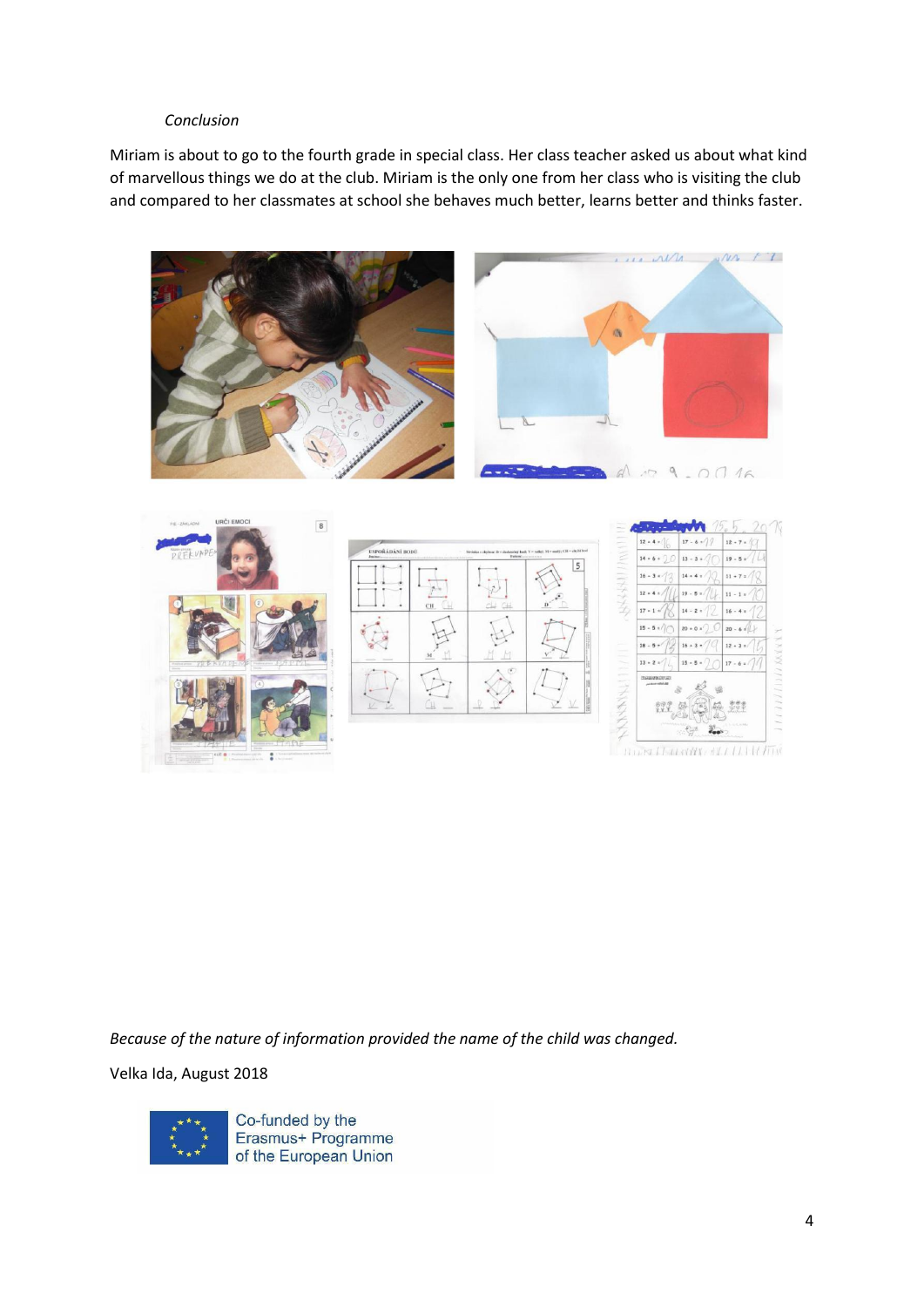*Conclusion*

Miriam is about to go to the fourth grade in special class. Her class teacher asked us about what kind of marvellous things we do at the club. Miriam is the only one from her class who is visiting the club and compared to her classmates at school she behaves much better, learns better and thinks faster.

*Because of the nature of information provided the name of the child was changed.*

Velka Ida, August 2018

Co-funded by the Erasmus+ Programme of the European Union